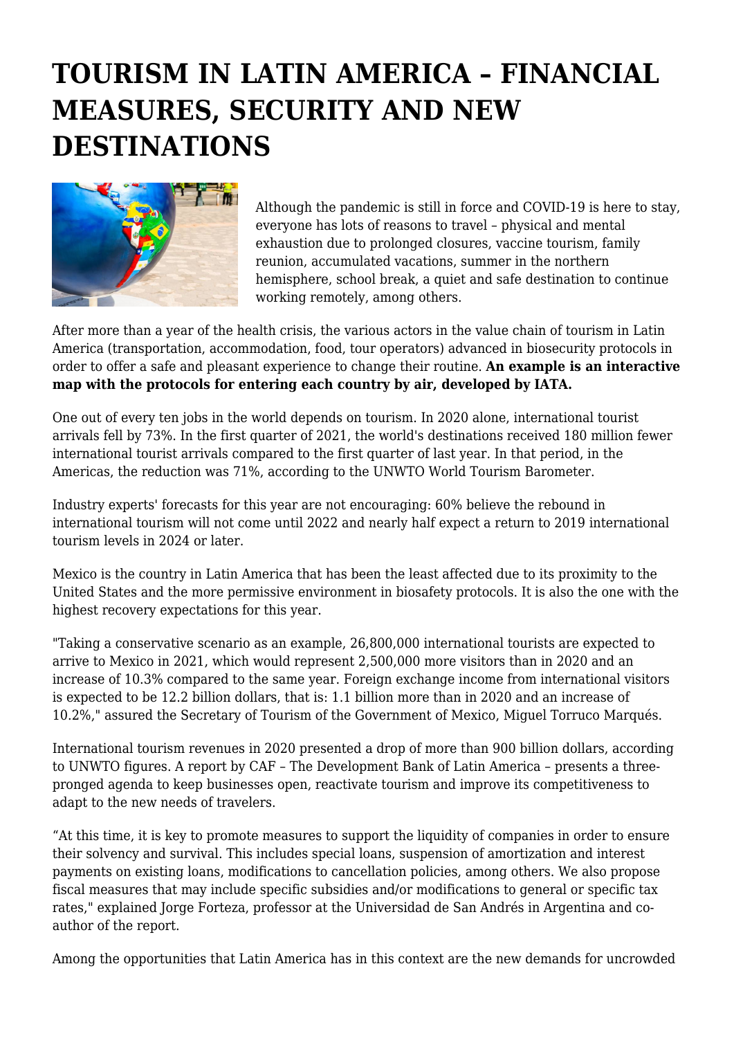# TOURISM IN LATIN AMERICA – FINANCIAL MEASURES, SECURITY AND NEW DESTINATIONS

Although the pandemic is still in force and COVID-19 is here to stay, everyone has lots of reasons to travel – physical and mental exhaustion due to prolonged closures, vaccine tourism, family reunion, accumulated vacations, summer in the northern hemisphere, school break, a quiet and safe destination to continue working remotely, among others.

After more than a year of the health crisis, the various actors in the value chain of tourism in Latin America (transportation, accommodation, food, tour operators) advanced in biosecurity protocols in order to offer a safe and pleasant experience to change their routine. **An example is an interactive map with the protocols for entering each country by air, developed by IATA.**

One out of every ten jobs in the world depends on tourism. In 2020 alone, international tourist arrivals fell by 73%. In the first quarter of 2021, the world's destinations received 180 million fewer international tourist arrivals compared to the first quarter of last year. In that period, in the Americas, the reduction was 71%, according to the UNWTO World Tourism Barometer.

Industry experts' forecasts for this year are not encouraging: 60% believe the rebound in international tourism will not come until 2022 and nearly half expect a return to 2019 international tourism levels in 2024 or later.

Mexico is the country in Latin America that has been the least affected due to its proximity to the United States and the more permissive environment in biosafety protocols. It is also the one with the highest recovery expectations for this year.

"Taking a conservative scenario as an example, 26,800,000 international tourists are expected to arrive to Mexico in 2021, which would represent 2,500,000 more visitors than in 2020 and an increase of 10.3% compared to the same year. Foreign exchange income from international visitors is expected to be 12.2 billion dollars, that is: 1.1 billion more than in 2020 and an increase of 10.2%," assured the Secretary of Tourism of the Government of Mexico, Miguel Torruco Marqués.

International tourism revenues in 2020 presented a drop of more than 900 billion dollars, according to UNWTO figures. A report by CAF – The Development Bank of Latin America – presents a three-pronged agenda to keep businesses open, reactivate tourism and improve its competitiveness to adapt to the new needs of travelers.

"At this time, it is key to promote measures to support the liquidity of companies in order to ensure their solvency and survival. This includes special loans, suspension of amortization and interest payments on existing loans, modifications to cancellation policies, among others. We also propose fiscal measures that may include specific subsidies and/or modifications to general or specific tax rates," explained Jorge Forteza, professor at the Universidad de San Andrés in Argentina and co-author of the report.

Among the opportunities that Latin America has in this context are the new demands for uncrowded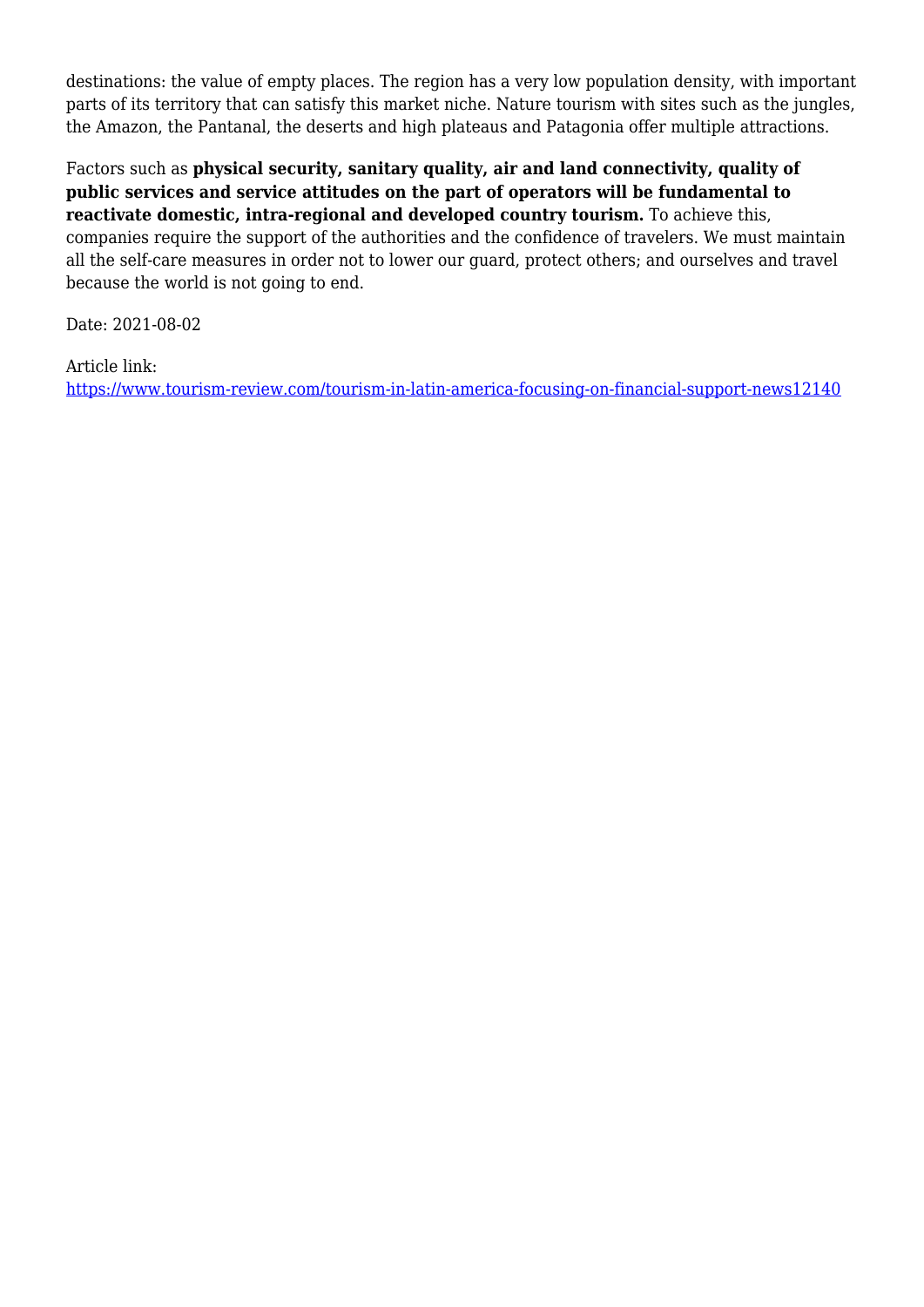destinations: the value of empty places. The region has a very low population density, with important parts of its territory that can satisfy this market niche. Nature tourism with sites such as the jungles, the Amazon, the Pantanal, the deserts and high plateaus and Patagonia offer multiple attractions.

Factors such as **physical security, sanitary quality, air and land connectivity, quality of public services and service attitudes on the part of operators will be fundamental to reactivate domestic, intra-regional and developed country tourism.** To achieve this, companies require the support of the authorities and the confidence of travelers. We must maintain all the self-care measures in order not to lower our guard, protect others; and ourselves and travel because the world is not going to end.

Date: 2021-08-02

Article link:
https://www.tourism-review.com/tourism-in-latin-america-focusing-on-financial-support-news12140